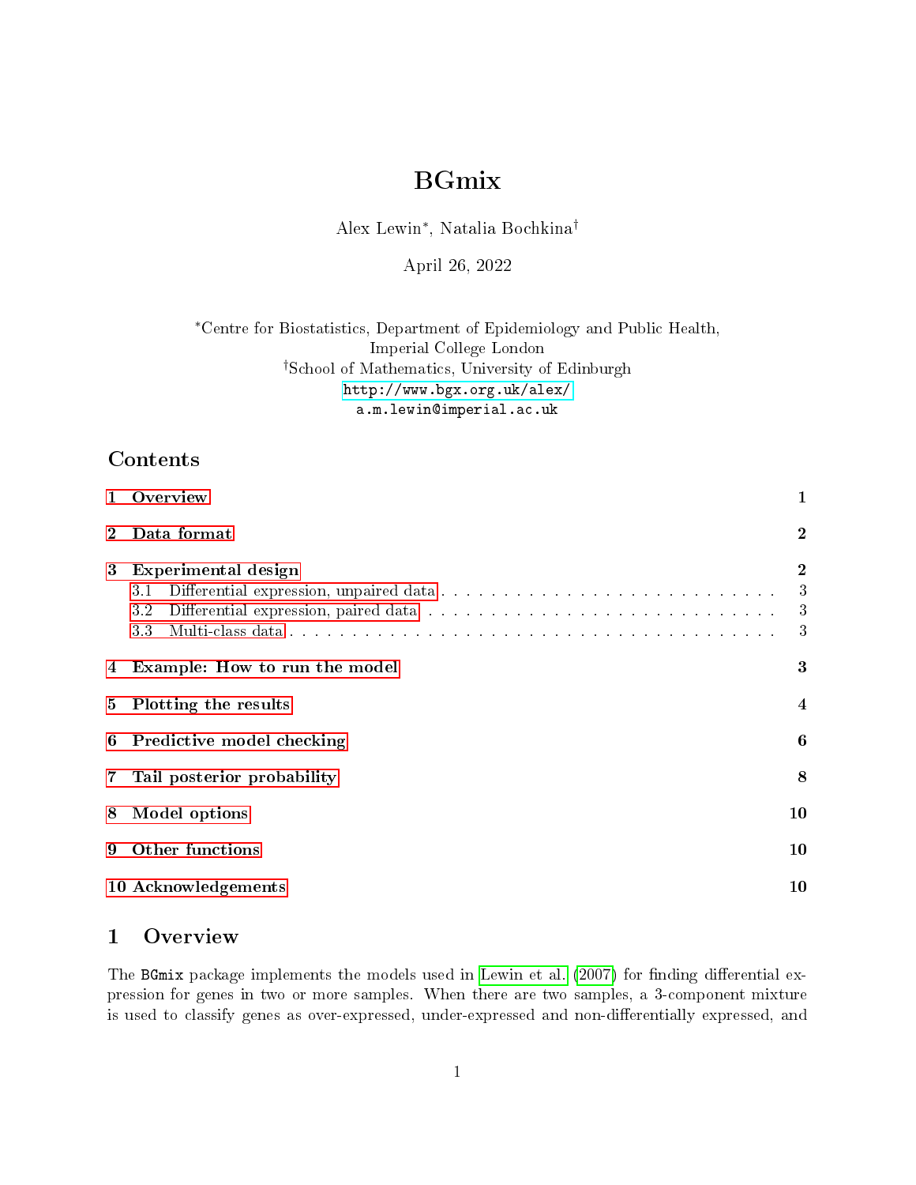# BGmix

Alex Lewin*, Natalia Bochkina†

April 26, 2022

*Centre for Biostatistics, Department of Epidemiology and Public Health, Imperial College London
†School of Mathematics, University of Edinburgh
http://www.bgx.org.uk/alex/
a.m.lewin@imperial.ac.uk

## Contents

| | |
|---|---|
| **1 Overview** | **1** |
| **2 Data format** | **2** |
| **3 Experimental design** | **2** |
| 3.1 Differential expression, unpaired data | 3 |
| 3.2 Differential expression, paired data | 3 |
| 3.3 Multi-class data | 3 |
| **4 Example: How to run the model** | **3** |
| **5 Plotting the results** | **4** |
| **6 Predictive model checking** | **6** |
| **7 Tail posterior probability** | **8** |
| **8 Model options** | **10** |
| **9 Other functions** | **10** |
| **10 Acknowledgements** | **10** |

## 1 Overview

The BGmix package implements the models used in Lewin et al. (2007) for finding differential expression for genes in two or more samples. When there are two samples, a 3-component mixture is used to classify genes as over-expressed, under-expressed and non-differentially expressed, and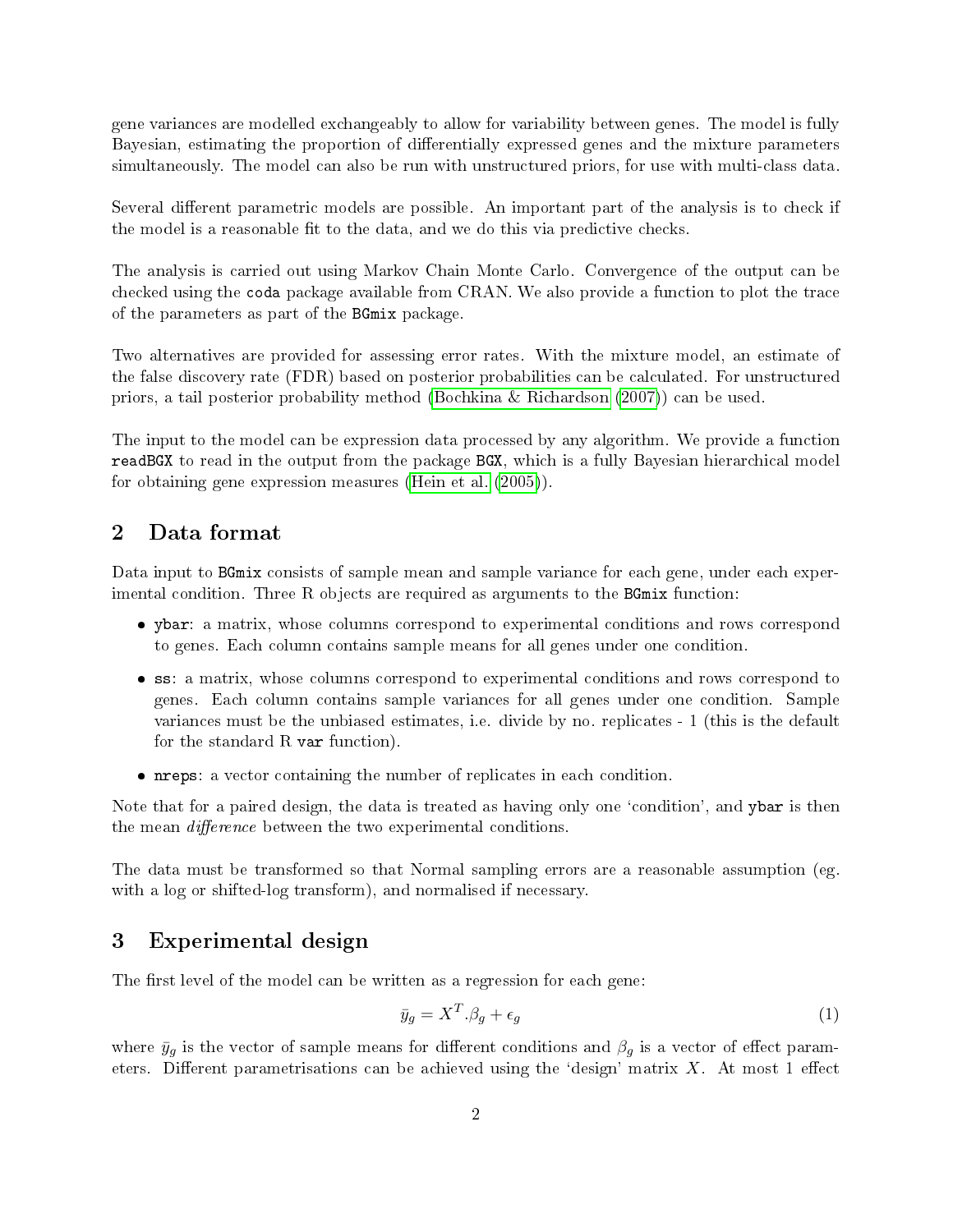gene variances are modelled exchangeably to allow for variability between genes. The model is fully Bayesian, estimating the proportion of differentially expressed genes and the mixture parameters simultaneously. The model can also be run with unstructured priors, for use with multi-class data.

Several different parametric models are possible. An important part of the analysis is to check if the model is a reasonable fit to the data, and we do this via predictive checks.

The analysis is carried out using Markov Chain Monte Carlo. Convergence of the output can be checked using the `coda` package available from CRAN. We also provide a function to plot the trace of the parameters as part of the `BGmix` package.

Two alternatives are provided for assessing error rates. With the mixture model, an estimate of the false discovery rate (FDR) based on posterior probabilities can be calculated. For unstructured priors, a tail posterior probability method (Bochkina & Richardson (2007)) can be used.

The input to the model can be expression data processed by any algorithm. We provide a function `readBGX` to read in the output from the package `BGX`, which is a fully Bayesian hierarchical model for obtaining gene expression measures (Hein et al. (2005)).

## 2 Data format

Data input to `BGmix` consists of sample mean and sample variance for each gene, under each experimental condition. Three R objects are required as arguments to the `BGmix` function:

- `ybar`: a matrix, whose columns correspond to experimental conditions and rows correspond to genes. Each column contains sample means for all genes under one condition.
- `ss`: a matrix, whose columns correspond to experimental conditions and rows correspond to genes. Each column contains sample variances for all genes under one condition. Sample variances must be the unbiased estimates, i.e. divide by no. replicates - 1 (this is the default for the standard R `var` function).
- `nreps`: a vector containing the number of replicates in each condition.

Note that for a paired design, the data is treated as having only one 'condition', and `ybar` is then the mean *difference* between the two experimental conditions.

The data must be transformed so that Normal sampling errors are a reasonable assumption (eg. with a log or shifted-log transform), and normalised if necessary.

## 3 Experimental design

The first level of the model can be written as a regression for each gene:

$$\bar{y}_g = X^T.\beta_g + \epsilon_g \tag{1}$$

where $\bar{y}_g$ is the vector of sample means for different conditions and $\beta_g$ is a vector of effect parameters. Different parametrisations can be achieved using the 'design' matrix $X$. At most 1 effect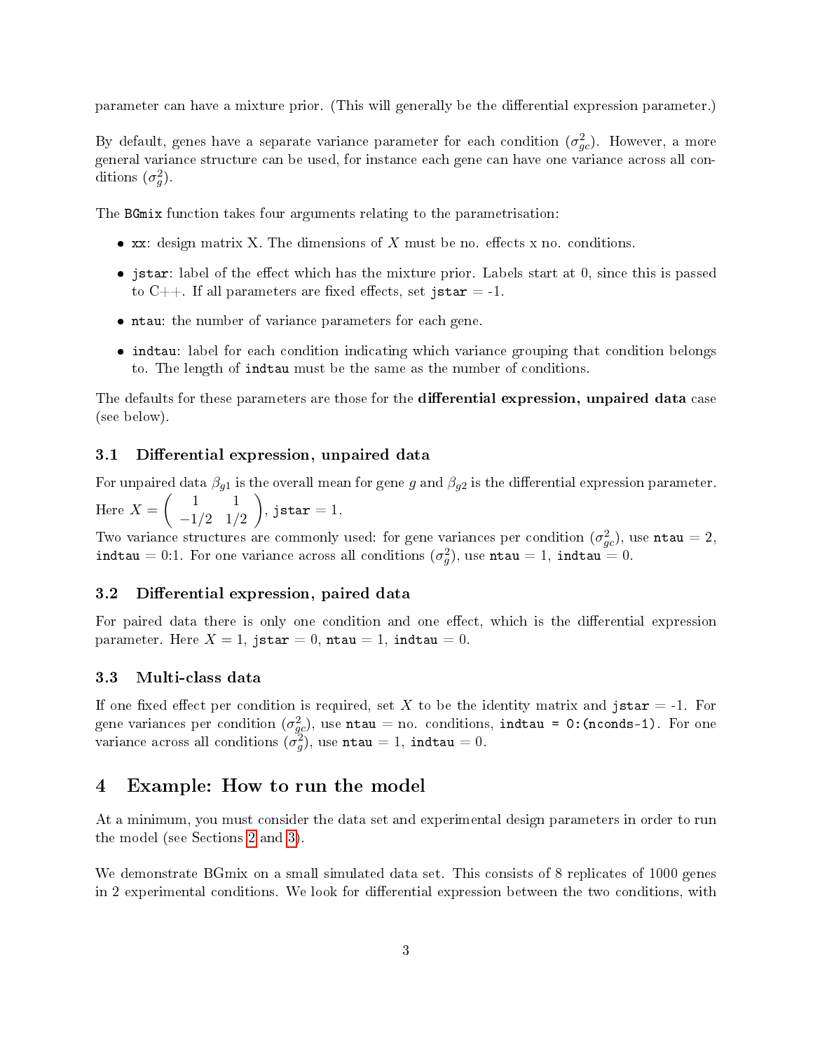parameter can have a mixture prior. (This will generally be the differential expression parameter.)

By default, genes have a separate variance parameter for each condition ($\sigma^2_{gc}$). However, a more general variance structure can be used, for instance each gene can have one variance across all conditions ($\sigma^2_g$).

The `BGmix` function takes four arguments relating to the parametrisation:

- `xx`: design matrix X. The dimensions of $X$ must be no. effects x no. conditions.
- `jstar`: label of the effect which has the mixture prior. Labels start at 0, since this is passed to C++. If all parameters are fixed effects, set `jstar` = -1.
- `ntau`: the number of variance parameters for each gene.
- `indtau`: label for each condition indicating which variance grouping that condition belongs to. The length of `indtau` must be the same as the number of conditions.

The defaults for these parameters are those for the **differential expression, unpaired data** case (see below).

### 3.1 Differential expression, unpaired data

For unpaired data $\beta_{g1}$ is the overall mean for gene $g$ and $\beta_{g2}$ is the differential expression parameter. Here $X = \begin{pmatrix} 1 & 1 \\ -1/2 & 1/2 \end{pmatrix}$, `jstar` = 1.

Two variance structures are commonly used: for gene variances per condition ($\sigma^2_{gc}$), use `ntau` = 2, `indtau` = 0:1. For one variance across all conditions ($\sigma^2_g$), use `ntau` = 1, `indtau` = 0.

### 3.2 Differential expression, paired data

For paired data there is only one condition and one effect, which is the differential expression parameter. Here $X = 1$, `jstar` = 0, `ntau` = 1, `indtau` = 0.

### 3.3 Multi-class data

If one fixed effect per condition is required, set $X$ to be the identity matrix and `jstar` = -1. For gene variances per condition ($\sigma^2_{gc}$), use `ntau` = no. conditions, `indtau = 0:(nconds-1)`. For one variance across all conditions ($\sigma^2_g$), use `ntau` = 1, `indtau` = 0.

## 4 Example: How to run the model

At a minimum, you must consider the data set and experimental design parameters in order to run the model (see Sections 2 and 3).

We demonstrate BGmix on a small simulated data set. This consists of 8 replicates of 1000 genes in 2 experimental conditions. We look for differential expression between the two conditions, with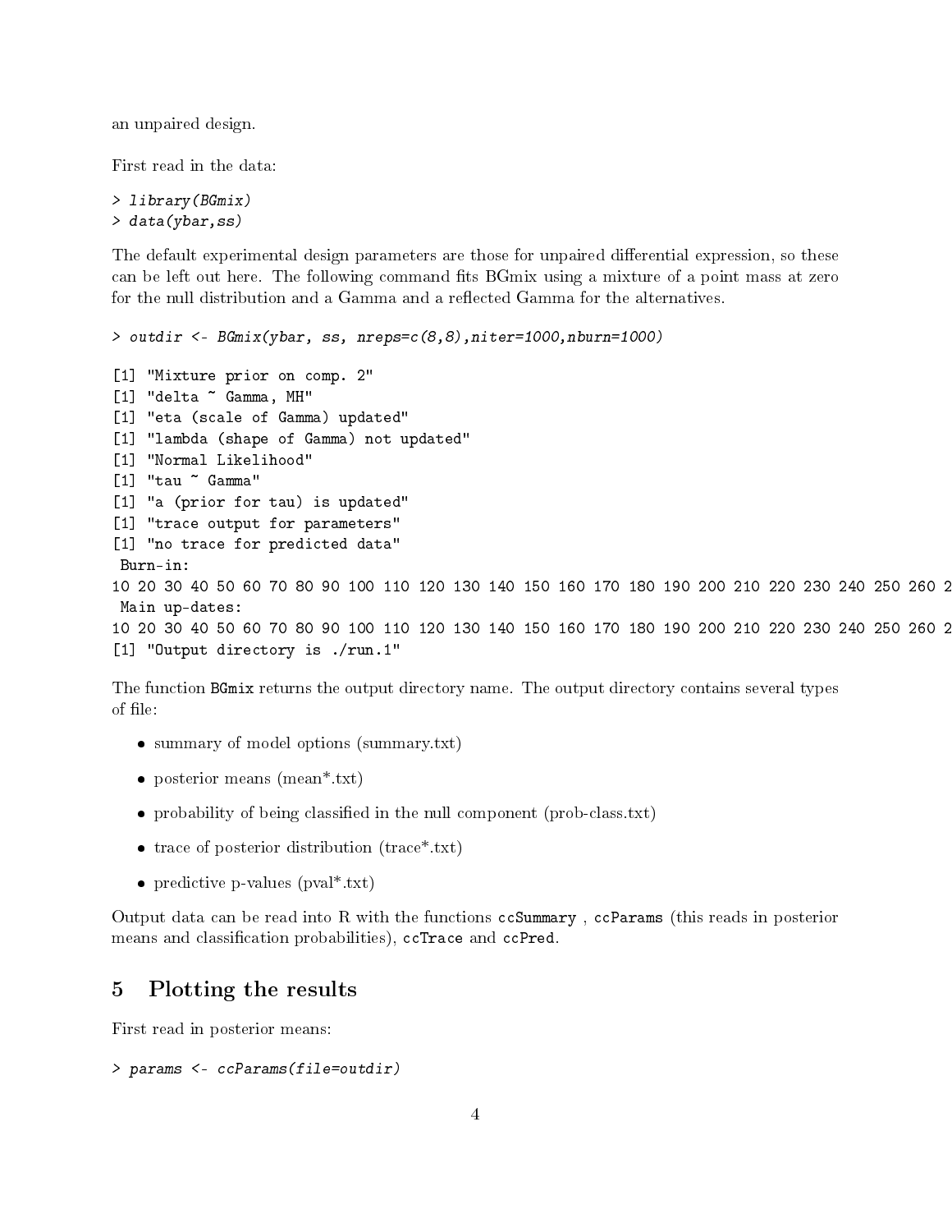an unpaired design.

First read in the data:

```
> library(BGmix)
> data(ybar,ss)
```

The default experimental design parameters are those for unpaired differential expression, so these can be left out here. The following command fits BGmix using a mixture of a point mass at zero for the null distribution and a Gamma and a reflected Gamma for the alternatives.

```
> outdir <- BGmix(ybar, ss, nreps=c(8,8),niter=1000,nburn=1000)

[1] "Mixture prior on comp. 2"
[1] "delta ~ Gamma, MH"
[1] "eta (scale of Gamma) updated"
[1] "lambda (shape of Gamma) not updated"
[1] "Normal Likelihood"
[1] "tau ~ Gamma"
[1] "a (prior for tau) is updated"
[1] "trace output for parameters"
[1] "no trace for predicted data"
 Burn-in:
10 20 30 40 50 60 70 80 90 100 110 120 130 140 150 160 170 180 190 200 210 220 230 240 250 260 2
 Main up-dates:
10 20 30 40 50 60 70 80 90 100 110 120 130 140 150 160 170 180 190 200 210 220 230 240 250 260 2
[1] "Output directory is ./run.1"
```

The function `BGmix` returns the output directory name. The output directory contains several types of file:

- summary of model options (summary.txt)
- posterior means (mean*.txt)
- probability of being classified in the null component (prob-class.txt)
- trace of posterior distribution (trace*.txt)
- predictive p-values (pval*.txt)

Output data can be read into R with the functions `ccSummary` , `ccParams` (this reads in posterior means and classification probabilities), `ccTrace` and `ccPred`.

## 5 Plotting the results

First read in posterior means:

```
> params <- ccParams(file=outdir)
```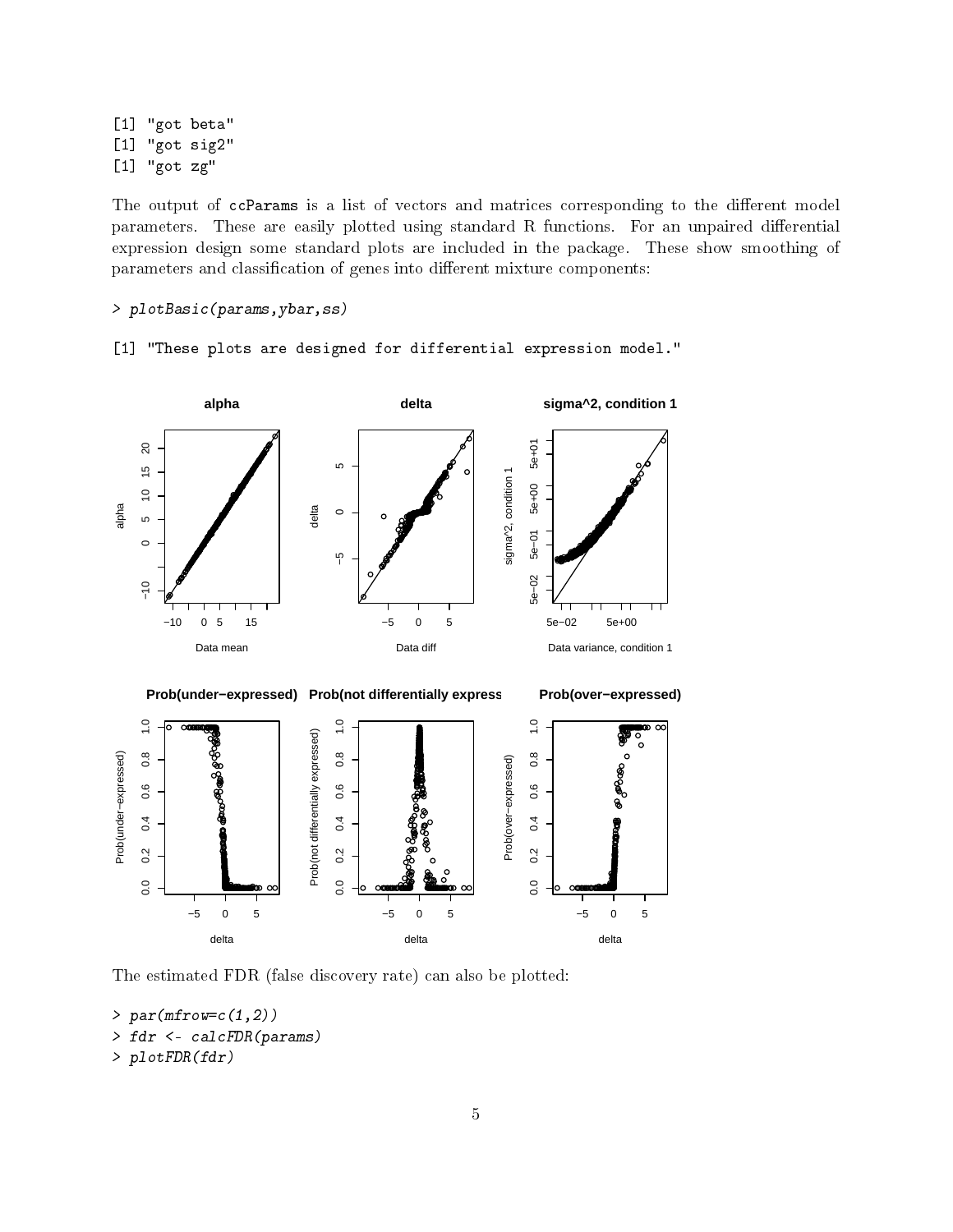```
[1] "got beta"
[1] "got sig2"
[1] "got zg"
```

The output of `ccParams` is a list of vectors and matrices corresponding to the different model parameters. These are easily plotted using standard R functions. For an unpaired differential expression design some standard plots are included in the package. These show smoothing of parameters and classification of genes into different mixture components:

```
> plotBasic(params,ybar,ss)
```

```
[1] "These plots are designed for differential expression model."
```

The estimated FDR (false discovery rate) can also be plotted:

```
> par(mfrow=c(1,2))
> fdr <- calcFDR(params)
> plotFDR(fdr)
```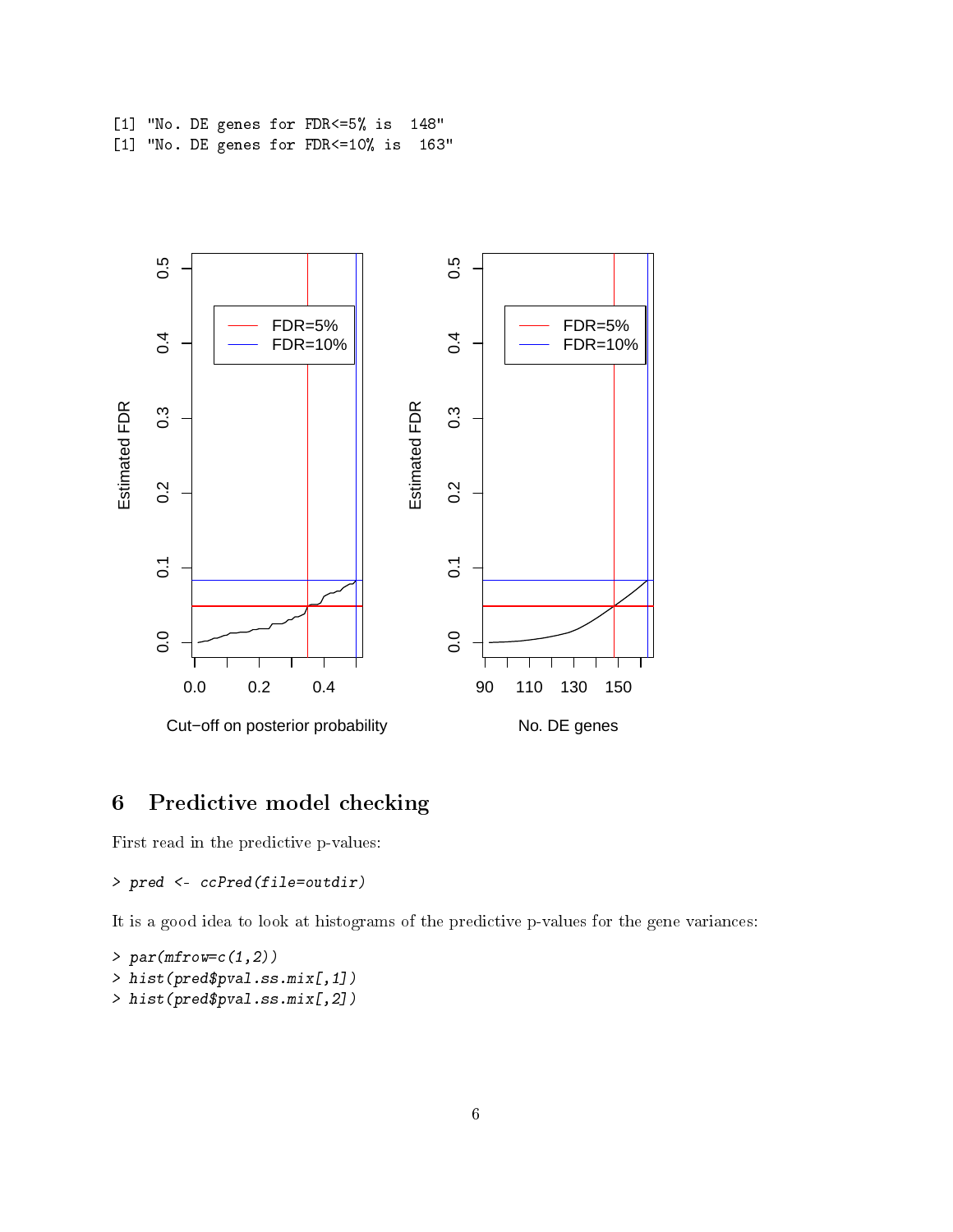```
[1] "No. DE genes for FDR<=5% is  148"
[1] "No. DE genes for FDR<=10% is  163"
```

## 6 Predictive model checking

First read in the predictive p-values:

```
> pred <- ccPred(file=outdir)
```

It is a good idea to look at histograms of the predictive p-values for the gene variances:

```
> par(mfrow=c(1,2))
> hist(pred$pval.ss.mix[,1])
> hist(pred$pval.ss.mix[,2])
```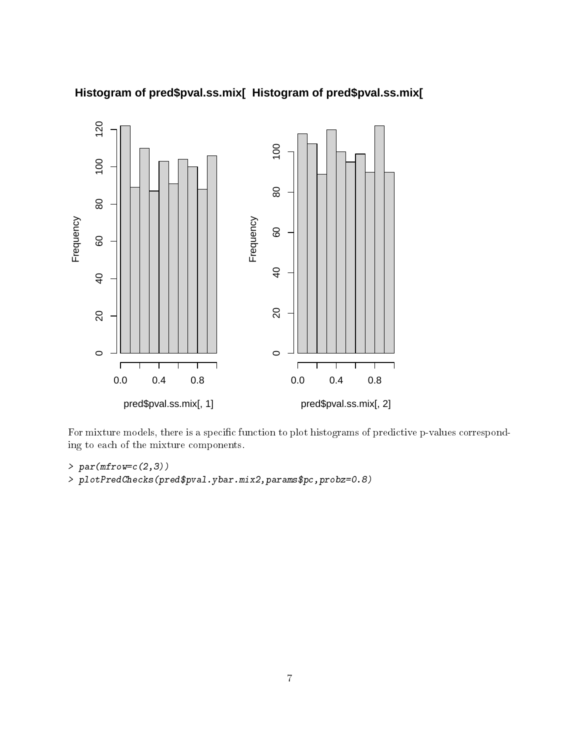For mixture models, there is a specific function to plot histograms of predictive p-values corresponding to each of the mixture components.

```
> par(mfrow=c(2,3))
> plotPredChecks(pred$pval.ybar.mix2,params$pc,probz=0.8)
```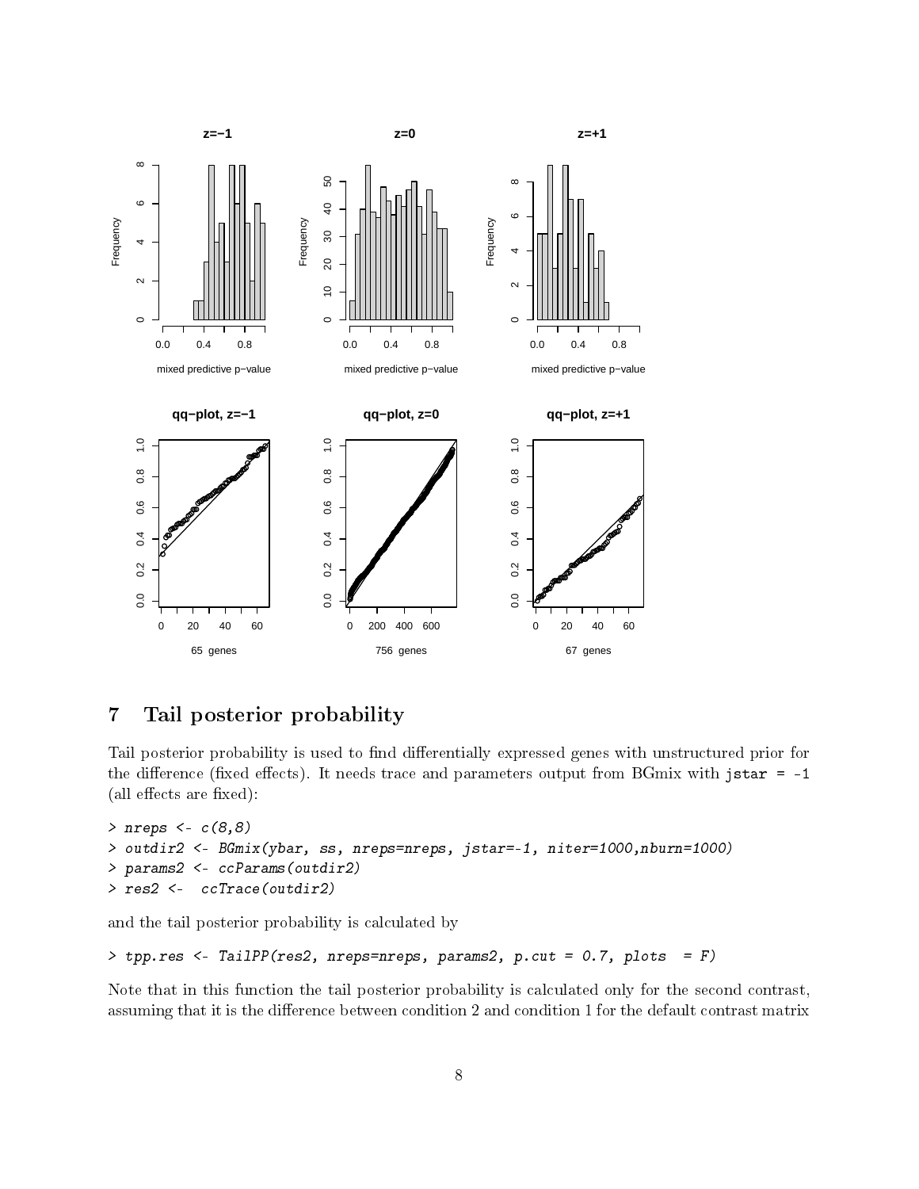## 7 Tail posterior probability

Tail posterior probability is used to find differentially expressed genes with unstructured prior for the difference (fixed effects). It needs trace and parameters output from BGmix with `jstar = -1` (all effects are fixed):

```
> nreps <- c(8,8)
> outdir2 <- BGmix(ybar, ss, nreps=nreps, jstar=-1, niter=1000,nburn=1000)
> params2 <- ccParams(outdir2)
> res2 <-  ccTrace(outdir2)
```

and the tail posterior probability is calculated by

```
> tpp.res <- TailPP(res2, nreps=nreps, params2, p.cut = 0.7, plots  = F)
```

Note that in this function the tail posterior probability is calculated only for the second contrast, assuming that it is the difference between condition 2 and condition 1 for the default contrast matrix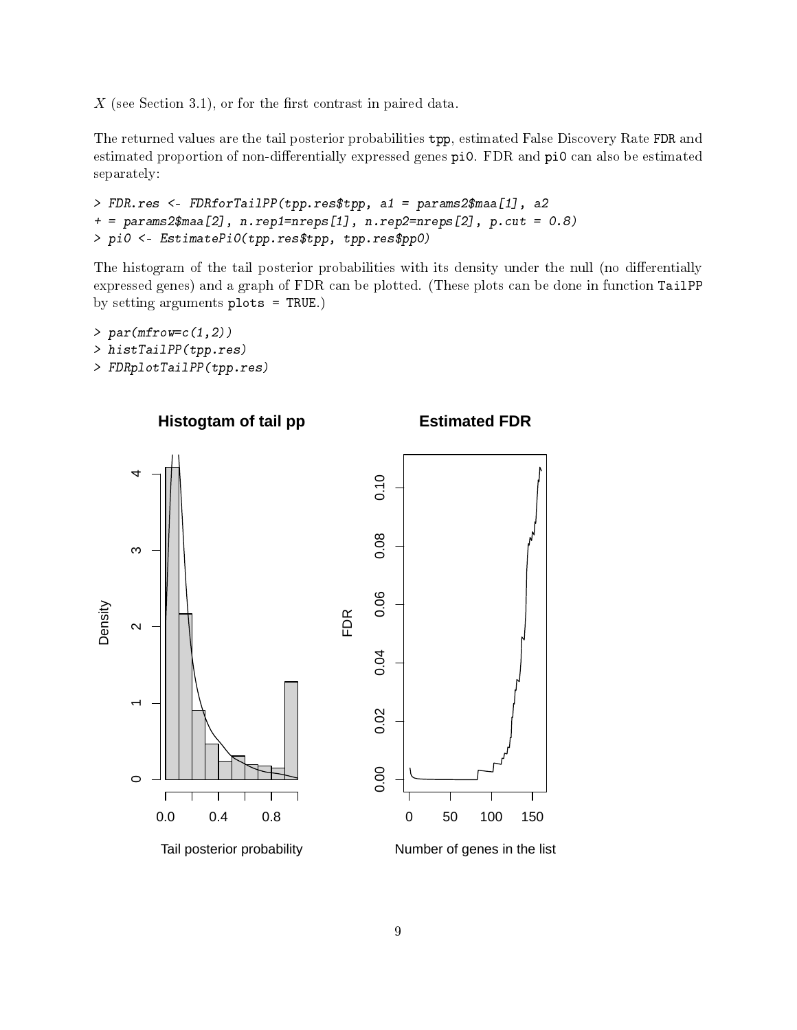$X$ (see Section 3.1), or for the first contrast in paired data.

The returned values are the tail posterior probabilities `tpp`, estimated False Discovery Rate `FDR` and estimated proportion of non-differentially expressed genes `pi0`. FDR and `pi0` can also be estimated separately:

```
> FDR.res <- FDRforTailPP(tpp.res$tpp, a1 = params2$maa[1], a2
+ = params2$maa[2], n.rep1=nreps[1], n.rep2=nreps[2], p.cut = 0.8)
> pi0 <- EstimatePi0(tpp.res$tpp, tpp.res$pp0)
```

The histogram of the tail posterior probabilities with its density under the null (no differentially expressed genes) and a graph of FDR can be plotted. (These plots can be done in function `TailPP` by setting arguments `plots = TRUE`.)

```
> par(mfrow=c(1,2))
> histTailPP(tpp.res)
> FDRplotTailPP(tpp.res)
```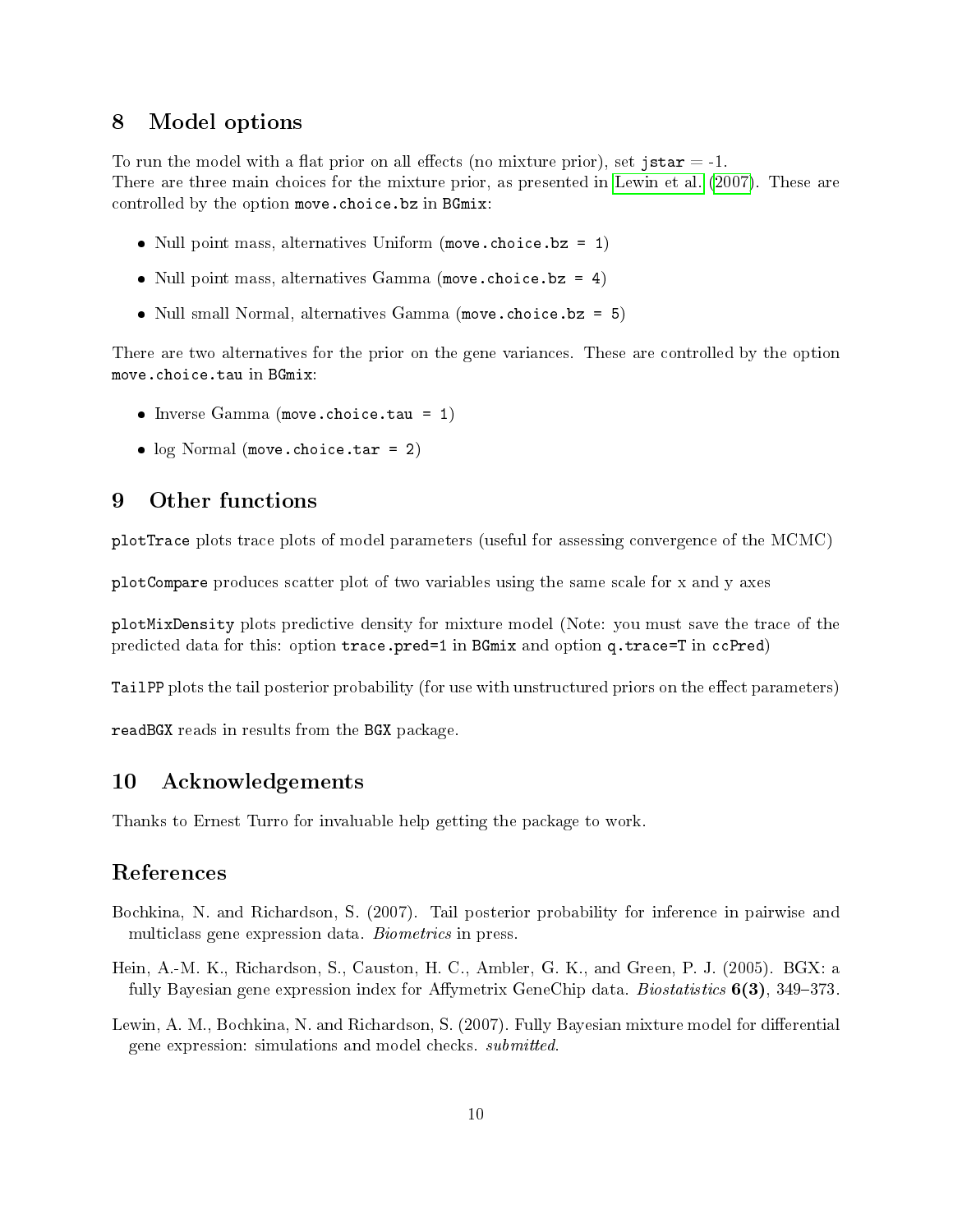## 8 Model options

To run the model with a flat prior on all effects (no mixture prior), set `jstar` = -1.
There are three main choices for the mixture prior, as presented in Lewin et al. (2007). These are controlled by the option `move.choice.bz` in `BGmix`:

- Null point mass, alternatives Uniform (`move.choice.bz = 1`)
- Null point mass, alternatives Gamma (`move.choice.bz = 4`)
- Null small Normal, alternatives Gamma (`move.choice.bz = 5`)

There are two alternatives for the prior on the gene variances. These are controlled by the option `move.choice.tau` in `BGmix`:

- Inverse Gamma (`move.choice.tau = 1`)
- log Normal (`move.choice.tar = 2`)

## 9 Other functions

`plotTrace` plots trace plots of model parameters (useful for assessing convergence of the MCMC)

`plotCompare` produces scatter plot of two variables using the same scale for x and y axes

`plotMixDensity` plots predictive density for mixture model (Note: you must save the trace of the predicted data for this: option `trace.pred=1` in `BGmix` and option `q.trace=T` in `ccPred`)

`TailPP` plots the tail posterior probability (for use with unstructured priors on the effect parameters)

`readBGX` reads in results from the `BGX` package.

## 10 Acknowledgements

Thanks to Ernest Turro for invaluable help getting the package to work.

## References

Bochkina, N. and Richardson, S. (2007). Tail posterior probability for inference in pairwise and multiclass gene expression data. *Biometrics* in press.

Hein, A.-M. K., Richardson, S., Causton, H. C., Ambler, G. K., and Green, P. J. (2005). BGX: a fully Bayesian gene expression index for Affymetrix GeneChip data. *Biostatistics* **6(3)**, 349–373.

Lewin, A. M., Bochkina, N. and Richardson, S. (2007). Fully Bayesian mixture model for differential gene expression: simulations and model checks. *submitted*.